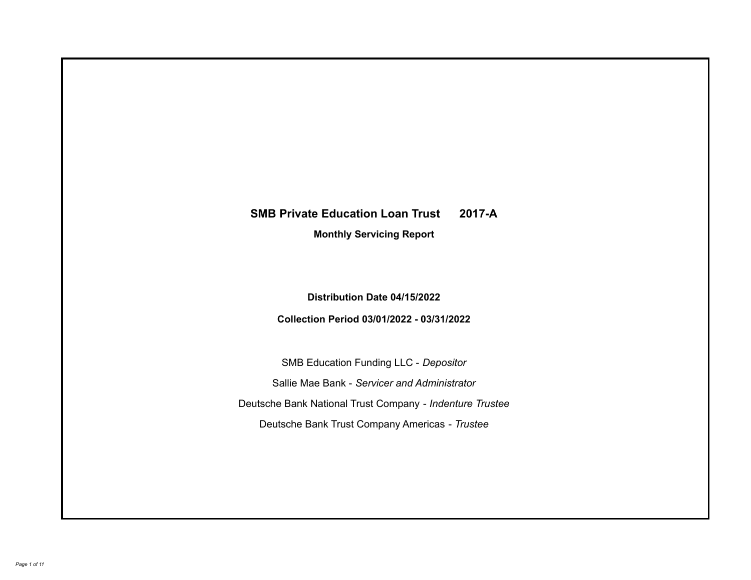# SMB Private Education Loan Trust 2017-A

## Monthly Servicing Report

**Distribution Date 04/15/2022**

**Collection Period 03/01/2022 - 03/31/2022**

SMB Education Funding LLC - *Depositor*

Sallie Mae Bank - *Servicer and Administrator*

Deutsche Bank National Trust Company - *Indenture Trustee*

Deutsche Bank Trust Company Americas - *Trustee*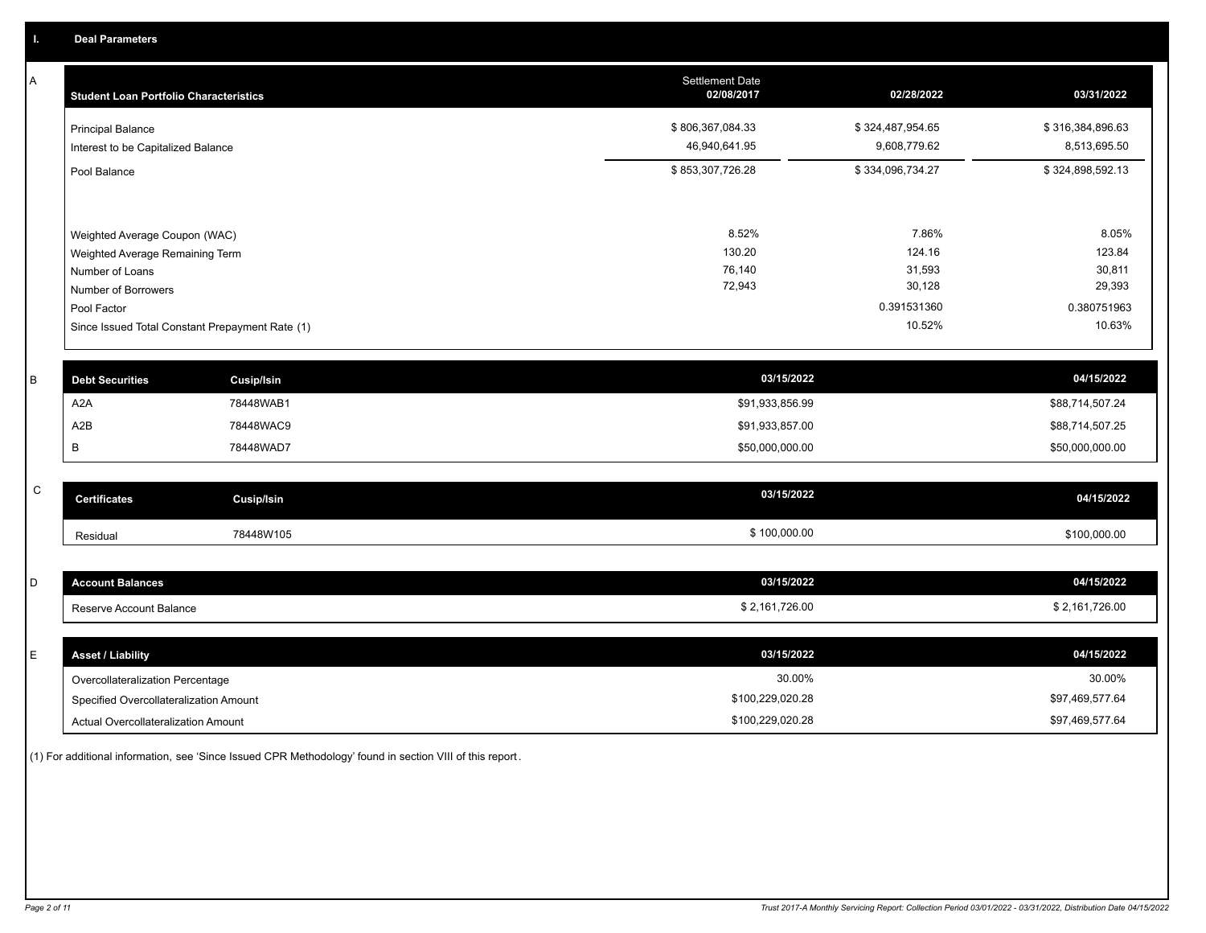## I. Deal Parameters

### A

| Student Loan Portfolio Characteristics | Settlement Date 02/08/2017 | 02/28/2022 | 03/31/2022 |
|---|---|---|---|
| Principal Balance | $ 806,367,084.33 | $ 324,487,954.65 | $ 316,384,896.63 |
| Interest to be Capitalized Balance | 46,940,641.95 | 9,608,779.62 | 8,513,695.50 |
| Pool Balance | $ 853,307,726.28 | $ 334,096,734.27 | $ 324,898,592.13 |
| Weighted Average Coupon (WAC) | 8.52% | 7.86% | 8.05% |
| Weighted Average Remaining Term | 130.20 | 124.16 | 123.84 |
| Number of Loans | 76,140 | 31,593 | 30,811 |
| Number of Borrowers | 72,943 | 30,128 | 29,393 |
| Pool Factor | | 0.391531360 | 0.380751963 |
| Since Issued Total Constant Prepayment Rate (1) | | 10.52% | 10.63% |

### B

| Debt Securities | Cusip/Isin | 03/15/2022 | 04/15/2022 |
|---|---|---|---|
| A2A | 78448WAB1 | $91,933,856.99 | $88,714,507.24 |
| A2B | 78448WAC9 | $91,933,857.00 | $88,714,507.25 |
| B | 78448WAD7 | $50,000,000.00 | $50,000,000.00 |

### C

| Certificates | Cusip/Isin | 03/15/2022 | 04/15/2022 |
|---|---|---|---|
| Residual | 78448W105 | $ 100,000.00 | $100,000.00 |

### D

| Account Balances | 03/15/2022 | 04/15/2022 |
|---|---|---|
| Reserve Account Balance | $ 2,161,726.00 | $ 2,161,726.00 |

### E

| Asset / Liability | 03/15/2022 | 04/15/2022 |
|---|---|---|
| Overcollateralization Percentage | 30.00% | 30.00% |
| Specified Overcollateralization Amount | $100,229,020.28 | $97,469,577.64 |
| Actual Overcollateralization Amount | $100,229,020.28 | $97,469,577.64 |

(1) For additional information, see 'Since Issued CPR Methodology' found in section VIII of this report.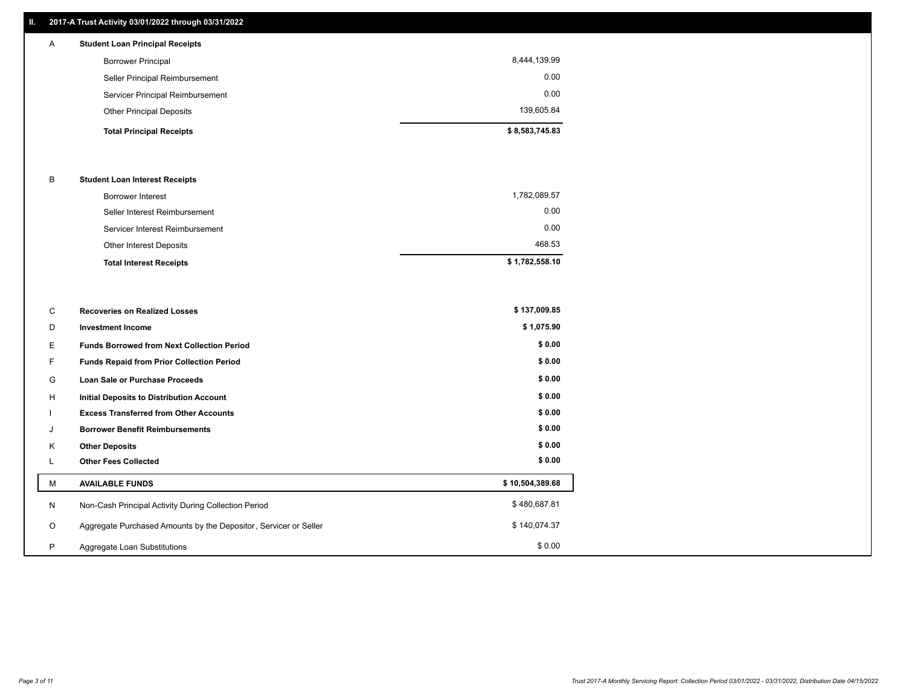## II. 2017-A Trust Activity 03/01/2022 through 03/31/2022

| | | |
|---|---|---|
| A | **Student Loan Principal Receipts** | |
| | Borrower Principal | 8,444,139.99 |
| | Seller Principal Reimbursement | 0.00 |
| | Servicer Principal Reimbursement | 0.00 |
| | Other Principal Deposits | 139,605.84 |
| | **Total Principal Receipts** | **$ 8,583,745.83** |
| B | **Student Loan Interest Receipts** | |
| | Borrower Interest | 1,782,089.57 |
| | Seller Interest Reimbursement | 0.00 |
| | Servicer Interest Reimbursement | 0.00 |
| | Other Interest Deposits | 468.53 |
| | **Total Interest Receipts** | **$ 1,782,558.10** |
| C | **Recoveries on Realized Losses** | **$ 137,009.85** |
| D | **Investment Income** | **$ 1,075.90** |
| E | **Funds Borrowed from Next Collection Period** | **$ 0.00** |
| F | **Funds Repaid from Prior Collection Period** | **$ 0.00** |
| G | **Loan Sale or Purchase Proceeds** | **$ 0.00** |
| H | **Initial Deposits to Distribution Account** | **$ 0.00** |
| I | **Excess Transferred from Other Accounts** | **$ 0.00** |
| J | **Borrower Benefit Reimbursements** | **$ 0.00** |
| K | **Other Deposits** | **$ 0.00** |
| L | **Other Fees Collected** | **$ 0.00** |
| M | **AVAILABLE FUNDS** | **$ 10,504,389.68** |
| N | Non-Cash Principal Activity During Collection Period | $ 480,687.81 |
| O | Aggregate Purchased Amounts by the Depositor, Servicer or Seller | $ 140,074.37 |
| P | Aggregate Loan Substitutions | $ 0.00 |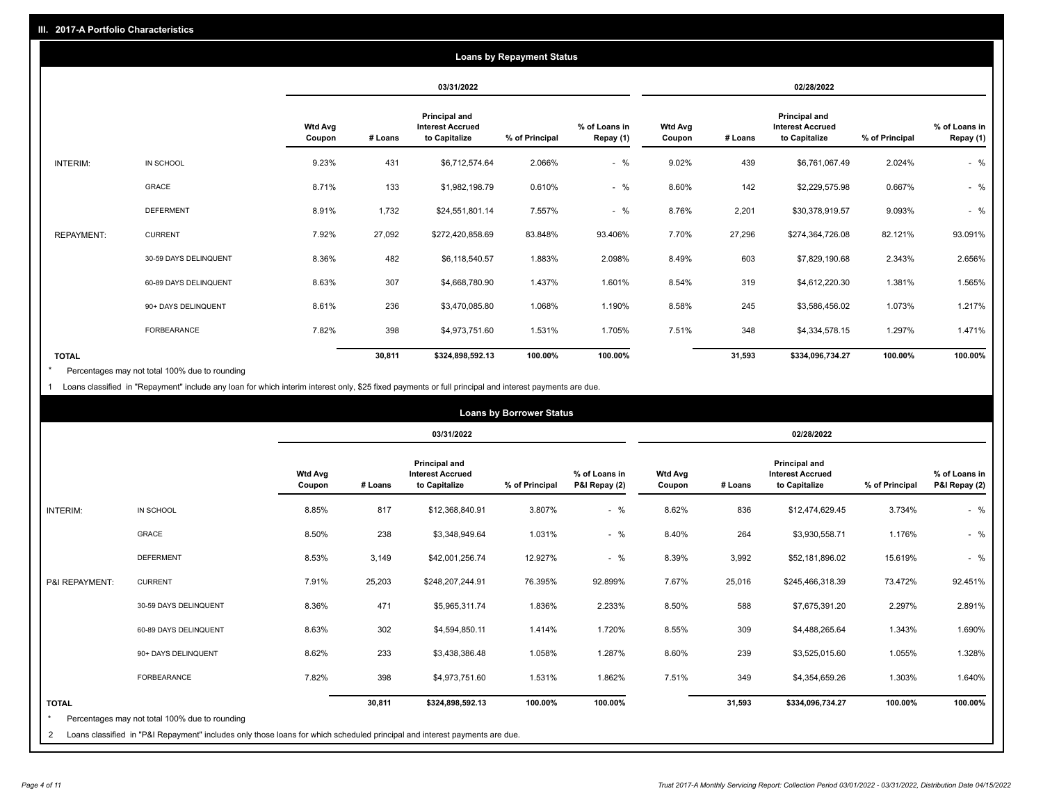## III. 2017-A Portfolio Characteristics

### Loans by Repayment Status

| | | 03/31/2022 | | | | | 02/28/2022 | | | | |
|---|---|---|---|---|---|---|---|---|---|---|---|
| | | Wtd Avg Coupon | # Loans | Principal and Interest Accrued to Capitalize | % of Principal | % of Loans in Repay (1) | Wtd Avg Coupon | # Loans | Principal and Interest Accrued to Capitalize | % of Principal | % of Loans in Repay (1) |
| INTERIM: | IN SCHOOL | 9.23% | 431 | $6,712,574.64 | 2.066% | - % | 9.02% | 439 | $6,761,067.49 | 2.024% | - % |
| | GRACE | 8.71% | 133 | $1,982,198.79 | 0.610% | - % | 8.60% | 142 | $2,229,575.98 | 0.667% | - % |
| | DEFERMENT | 8.91% | 1,732 | $24,551,801.14 | 7.557% | - % | 8.76% | 2,201 | $30,378,919.57 | 9.093% | - % |
| REPAYMENT: | CURRENT | 7.92% | 27,092 | $272,420,858.69 | 83.848% | 93.406% | 7.70% | 27,296 | $274,364,726.08 | 82.121% | 93.091% |
| | 30-59 DAYS DELINQUENT | 8.36% | 482 | $6,118,540.57 | 1.883% | 2.098% | 8.49% | 603 | $7,829,190.68 | 2.343% | 2.656% |
| | 60-89 DAYS DELINQUENT | 8.63% | 307 | $4,668,780.90 | 1.437% | 1.601% | 8.54% | 319 | $4,612,220.30 | 1.381% | 1.565% |
| | 90+ DAYS DELINQUENT | 8.61% | 236 | $3,470,085.80 | 1.068% | 1.190% | 8.58% | 245 | $3,586,456.02 | 1.073% | 1.217% |
| | FORBEARANCE | 7.82% | 398 | $4,973,751.60 | 1.531% | 1.705% | 7.51% | 348 | $4,334,578.15 | 1.297% | 1.471% |
| **TOTAL** | | | **30,811** | **$324,898,592.13** | **100.00%** | **100.00%** | | **31,593** | **$334,096,734.27** | **100.00%** | **100.00%** |

\* Percentages may not total 100% due to rounding

1 Loans classified in "Repayment" include any loan for which interim interest only, $25 fixed payments or full principal and interest payments are due.

### Loans by Borrower Status

| | | 03/31/2022 | | | | | 02/28/2022 | | | | |
|---|---|---|---|---|---|---|---|---|---|---|---|
| | | Wtd Avg Coupon | # Loans | Principal and Interest Accrued to Capitalize | % of Principal | % of Loans in P&I Repay (2) | Wtd Avg Coupon | # Loans | Principal and Interest Accrued to Capitalize | % of Principal | % of Loans in P&I Repay (2) |
| INTERIM: | IN SCHOOL | 8.85% | 817 | $12,368,840.91 | 3.807% | - % | 8.62% | 836 | $12,474,629.45 | 3.734% | - % |
| | GRACE | 8.50% | 238 | $3,348,949.64 | 1.031% | - % | 8.40% | 264 | $3,930,558.71 | 1.176% | - % |
| | DEFERMENT | 8.53% | 3,149 | $42,001,256.74 | 12.927% | - % | 8.39% | 3,992 | $52,181,896.02 | 15.619% | - % |
| P&I REPAYMENT: | CURRENT | 7.91% | 25,203 | $248,207,244.91 | 76.395% | 92.899% | 7.67% | 25,016 | $245,466,318.39 | 73.472% | 92.451% |
| | 30-59 DAYS DELINQUENT | 8.36% | 471 | $5,965,311.74 | 1.836% | 2.233% | 8.50% | 588 | $7,675,391.20 | 2.297% | 2.891% |
| | 60-89 DAYS DELINQUENT | 8.63% | 302 | $4,594,850.11 | 1.414% | 1.720% | 8.55% | 309 | $4,488,265.64 | 1.343% | 1.690% |
| | 90+ DAYS DELINQUENT | 8.62% | 233 | $3,438,386.48 | 1.058% | 1.287% | 8.60% | 239 | $3,525,015.60 | 1.055% | 1.328% |
| | FORBEARANCE | 7.82% | 398 | $4,973,751.60 | 1.531% | 1.862% | 7.51% | 349 | $4,354,659.26 | 1.303% | 1.640% |
| **TOTAL** | | | **30,811** | **$324,898,592.13** | **100.00%** | **100.00%** | | **31,593** | **$334,096,734.27** | **100.00%** | **100.00%** |

\* Percentages may not total 100% due to rounding

2 Loans classified in "P&I Repayment" includes only those loans for which scheduled principal and interest payments are due.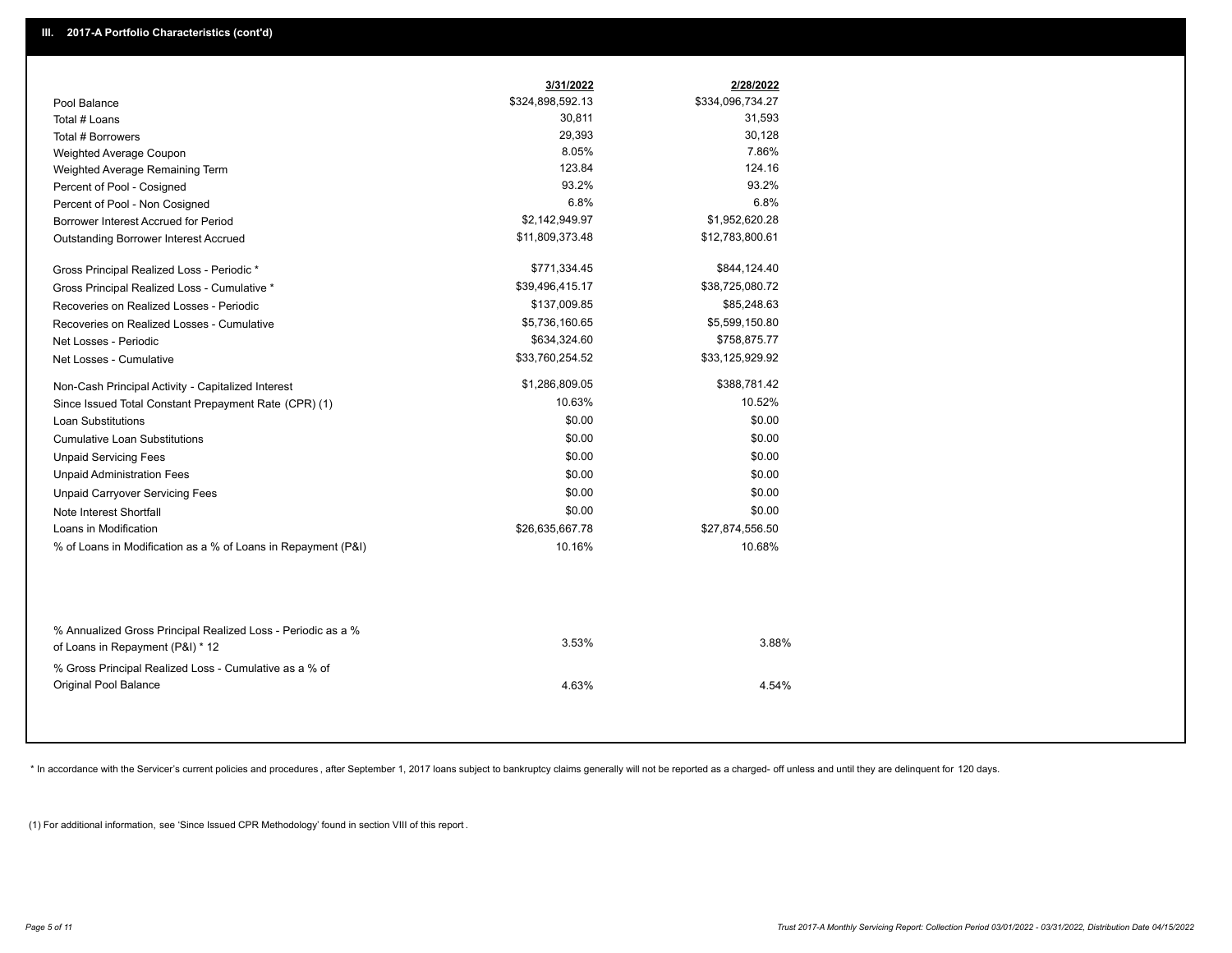### III. 2017-A Portfolio Characteristics (cont'd)

| | 3/31/2022 | 2/28/2022 |
|---|---|---|
| Pool Balance | $324,898,592.13 | $334,096,734.27 |
| Total # Loans | 30,811 | 31,593 |
| Total # Borrowers | 29,393 | 30,128 |
| Weighted Average Coupon | 8.05% | 7.86% |
| Weighted Average Remaining Term | 123.84 | 124.16 |
| Percent of Pool - Cosigned | 93.2% | 93.2% |
| Percent of Pool - Non Cosigned | 6.8% | 6.8% |
| Borrower Interest Accrued for Period | $2,142,949.97 | $1,952,620.28 |
| Outstanding Borrower Interest Accrued | $11,809,373.48 | $12,783,800.61 |
| Gross Principal Realized Loss - Periodic * | $771,334.45 | $844,124.40 |
| Gross Principal Realized Loss - Cumulative * | $39,496,415.17 | $38,725,080.72 |
| Recoveries on Realized Losses - Periodic | $137,009.85 | $85,248.63 |
| Recoveries on Realized Losses - Cumulative | $5,736,160.65 | $5,599,150.80 |
| Net Losses - Periodic | $634,324.60 | $758,875.77 |
| Net Losses - Cumulative | $33,760,254.52 | $33,125,929.92 |
| Non-Cash Principal Activity - Capitalized Interest | $1,286,809.05 | $388,781.42 |
| Since Issued Total Constant Prepayment Rate (CPR) (1) | 10.63% | 10.52% |
| Loan Substitutions | $0.00 | $0.00 |
| Cumulative Loan Substitutions | $0.00 | $0.00 |
| Unpaid Servicing Fees | $0.00 | $0.00 |
| Unpaid Administration Fees | $0.00 | $0.00 |
| Unpaid Carryover Servicing Fees | $0.00 | $0.00 |
| Note Interest Shortfall | $0.00 | $0.00 |
| Loans in Modification | $26,635,667.78 | $27,874,556.50 |
| % of Loans in Modification as a % of Loans in Repayment (P&I) | 10.16% | 10.68% |
| % Annualized Gross Principal Realized Loss - Periodic as a % of Loans in Repayment (P&I) * 12 | 3.53% | 3.88% |
| % Gross Principal Realized Loss - Cumulative as a % of Original Pool Balance | 4.63% | 4.54% |

* In accordance with the Servicer's current policies and procedures , after September 1, 2017 loans subject to bankruptcy claims generally will not be reported as a charged- off unless and until they are delinquent for 120 days.

(1) For additional information, see 'Since Issued CPR Methodology' found in section VIII of this report .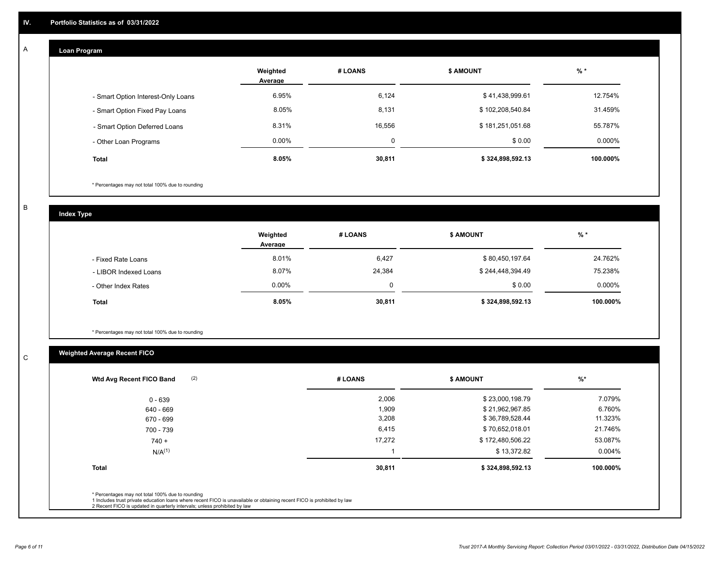## IV. Portfolio Statistics as of 03/31/2022

### A. Loan Program

| | Weighted Average | # LOANS | $ AMOUNT | % * |
|---|---|---|---|---|
| - Smart Option Interest-Only Loans | 6.95% | 6,124 | $ 41,438,999.61 | 12.754% |
| - Smart Option Fixed Pay Loans | 8.05% | 8,131 | $ 102,208,540.84 | 31.459% |
| - Smart Option Deferred Loans | 8.31% | 16,556 | $ 181,251,051.68 | 55.787% |
| - Other Loan Programs | 0.00% | 0 | $ 0.00 | 0.000% |
| **Total** | **8.05%** | **30,811** | **$ 324,898,592.13** | **100.000%** |

* Percentages may not total 100% due to rounding

### B. Index Type

| | Weighted Average | # LOANS | $ AMOUNT | % * |
|---|---|---|---|---|
| - Fixed Rate Loans | 8.01% | 6,427 | $ 80,450,197.64 | 24.762% |
| - LIBOR Indexed Loans | 8.07% | 24,384 | $ 244,448,394.49 | 75.238% |
| - Other Index Rates | 0.00% | 0 | $ 0.00 | 0.000% |
| **Total** | **8.05%** | **30,811** | **$ 324,898,592.13** | **100.000%** |

* Percentages may not total 100% due to rounding

### C. Weighted Average Recent FICO

| Wtd Avg Recent FICO Band (2) | # LOANS | $ AMOUNT | %* |
|---|---|---|---|
| 0 - 639 | 2,006 | $ 23,000,198.79 | 7.079% |
| 640 - 669 | 1,909 | $ 21,962,967.85 | 6.760% |
| 670 - 699 | 3,208 | $ 36,789,528.44 | 11.323% |
| 700 - 739 | 6,415 | $ 70,652,018.01 | 21.746% |
| 740 + | 17,272 | $ 172,480,506.22 | 53.087% |
| N/A(1) | 1 | $ 13,372.82 | 0.004% |
| **Total** | **30,811** | **$ 324,898,592.13** | **100.000%** |

* Percentages may not total 100% due to rounding
1 Includes trust private education loans where recent FICO is unavailable or obtaining recent FICO is prohibited by law
2 Recent FICO is updated in quarterly intervals; unless prohibited by law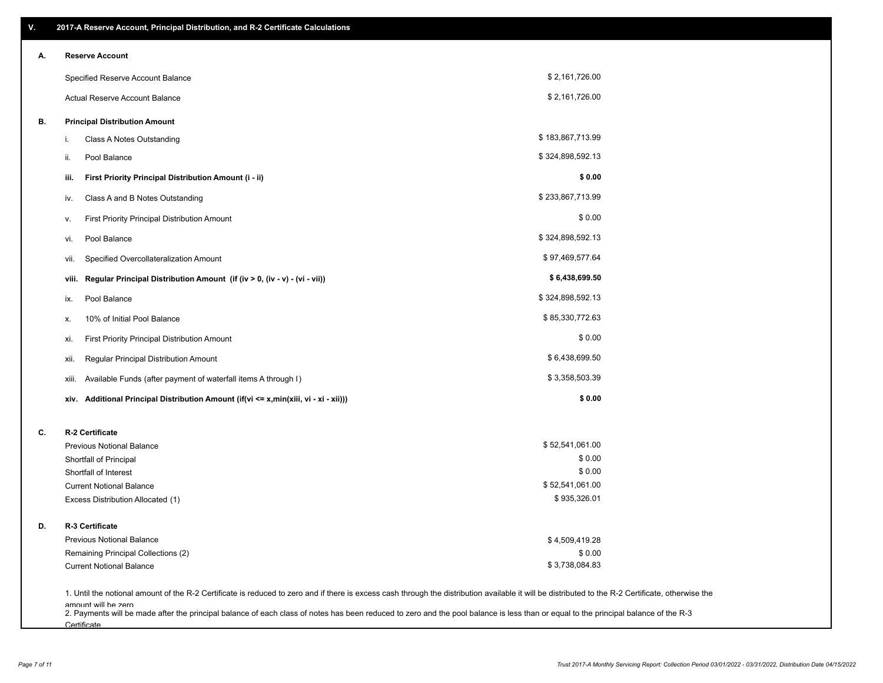## V. 2017-A Reserve Account, Principal Distribution, and R-2 Certificate Calculations

### A. Reserve Account

| | |
|---|---|
| Specified Reserve Account Balance | $ 2,161,726.00 |
| Actual Reserve Account Balance | $ 2,161,726.00 |

### B. Principal Distribution Amount

| | | |
|---|---|---|
| i. | Class A Notes Outstanding | $ 183,867,713.99 |
| ii. | Pool Balance | $ 324,898,592.13 |
| **iii.** | **First Priority Principal Distribution Amount (i - ii)** | **$ 0.00** |
| iv. | Class A and B Notes Outstanding | $ 233,867,713.99 |
| v. | First Priority Principal Distribution Amount | $ 0.00 |
| vi. | Pool Balance | $ 324,898,592.13 |
| vii. | Specified Overcollateralization Amount | $ 97,469,577.64 |
| **viii.** | **Regular Principal Distribution Amount (if (iv > 0, (iv - v) - (vi - vii))** | **$ 6,438,699.50** |
| ix. | Pool Balance | $ 324,898,592.13 |
| x. | 10% of Initial Pool Balance | $ 85,330,772.63 |
| xi. | First Priority Principal Distribution Amount | $ 0.00 |
| xii. | Regular Principal Distribution Amount | $ 6,438,699.50 |
| xiii. | Available Funds (after payment of waterfall items A through I) | $ 3,358,503.39 |
| **xiv.** | **Additional Principal Distribution Amount (if(vi <= x,min(xiii, vi - xi - xii)))** | **$ 0.00** |

### C. R-2 Certificate

| | |
|---|---|
| Previous Notional Balance | $ 52,541,061.00 |
| Shortfall of Principal | $ 0.00 |
| Shortfall of Interest | $ 0.00 |
| Current Notional Balance | $ 52,541,061.00 |
| Excess Distribution Allocated (1) | $ 935,326.01 |

### D. R-3 Certificate

| | |
|---|---|
| Previous Notional Balance | $ 4,509,419.28 |
| Remaining Principal Collections (2) | $ 0.00 |
| Current Notional Balance | $ 3,738,084.83 |

1. Until the notional amount of the R-2 Certificate is reduced to zero and if there is excess cash through the distribution available it will be distributed to the R-2 Certificate, otherwise the amount will be zero

2. Payments will be made after the principal balance of each class of notes has been reduced to zero and the pool balance is less than or equal to the principal balance of the R-3 Certificate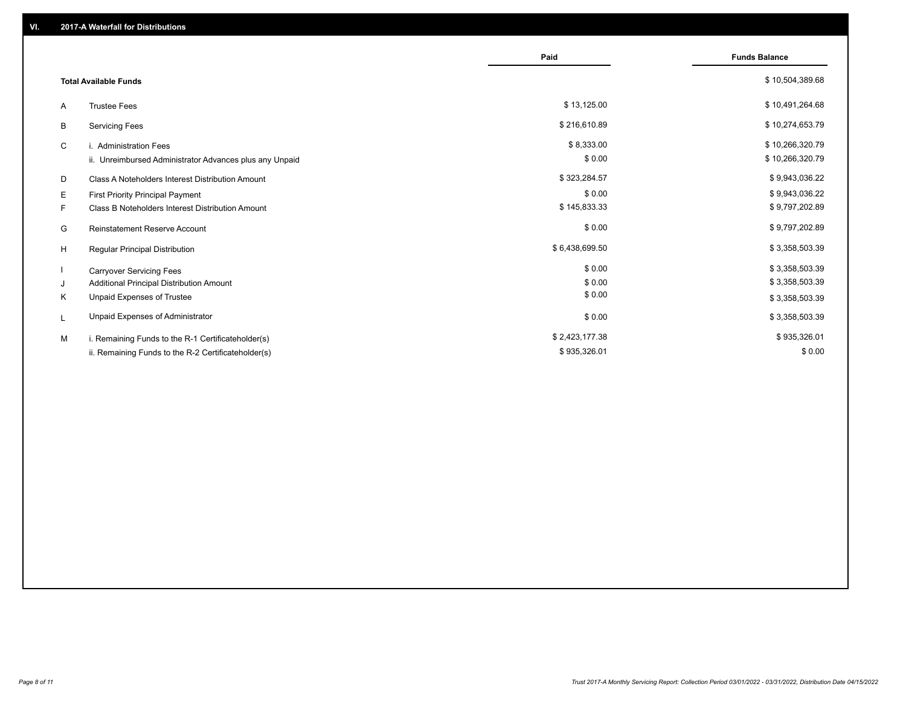## VI. 2017-A Waterfall for Distributions

| | | Paid | Funds Balance |
|---|---|---|---|
| | **Total Available Funds** | | $ 10,504,389.68 |
| A | Trustee Fees | $ 13,125.00 | $ 10,491,264.68 |
| B | Servicing Fees | $ 216,610.89 | $ 10,274,653.79 |
| C | i. Administration Fees | $ 8,333.00 | $ 10,266,320.79 |
| | ii. Unreimbursed Administrator Advances plus any Unpaid | $ 0.00 | $ 10,266,320.79 |
| D | Class A Noteholders Interest Distribution Amount | $ 323,284.57 | $ 9,943,036.22 |
| E | First Priority Principal Payment | $ 0.00 | $ 9,943,036.22 |
| F | Class B Noteholders Interest Distribution Amount | $ 145,833.33 | $ 9,797,202.89 |
| G | Reinstatement Reserve Account | $ 0.00 | $ 9,797,202.89 |
| H | Regular Principal Distribution | $ 6,438,699.50 | $ 3,358,503.39 |
| I | Carryover Servicing Fees | $ 0.00 | $ 3,358,503.39 |
| J | Additional Principal Distribution Amount | $ 0.00 | $ 3,358,503.39 |
| K | Unpaid Expenses of Trustee | $ 0.00 | $ 3,358,503.39 |
| L | Unpaid Expenses of Administrator | $ 0.00 | $ 3,358,503.39 |
| M | i. Remaining Funds to the R-1 Certificateholder(s) | $ 2,423,177.38 | $ 935,326.01 |
| | ii. Remaining Funds to the R-2 Certificateholder(s) | $ 935,326.01 | $ 0.00 |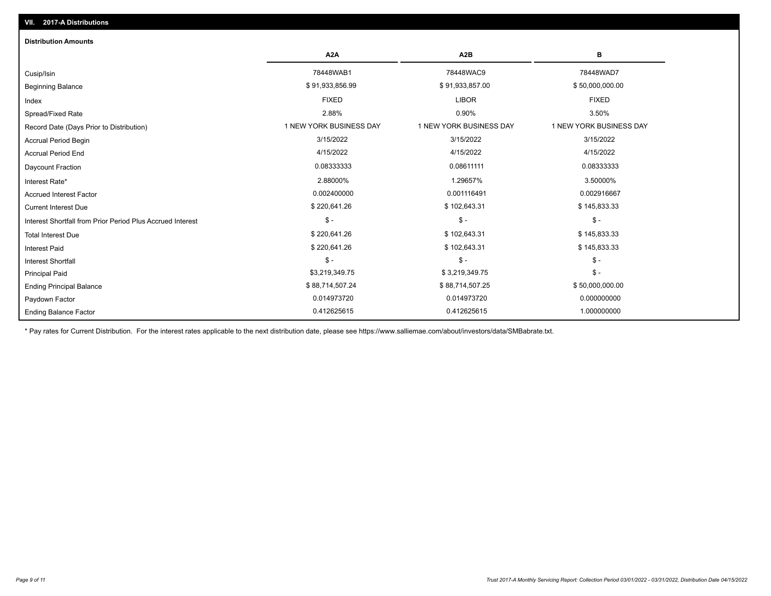## VII. 2017-A Distributions

### Distribution Amounts

| | A2A | A2B | B |
|---|---|---|---|
| Cusip/Isin | 78448WAB1 | 78448WAC9 | 78448WAD7 |
| Beginning Balance | $ 91,933,856.99 | $ 91,933,857.00 | $ 50,000,000.00 |
| Index | FIXED | LIBOR | FIXED |
| Spread/Fixed Rate | 2.88% | 0.90% | 3.50% |
| Record Date (Days Prior to Distribution) | 1 NEW YORK BUSINESS DAY | 1 NEW YORK BUSINESS DAY | 1 NEW YORK BUSINESS DAY |
| Accrual Period Begin | 3/15/2022 | 3/15/2022 | 3/15/2022 |
| Accrual Period End | 4/15/2022 | 4/15/2022 | 4/15/2022 |
| Daycount Fraction | 0.08333333 | 0.08611111 | 0.08333333 |
| Interest Rate* | 2.88000% | 1.29657% | 3.50000% |
| Accrued Interest Factor | 0.002400000 | 0.001116491 | 0.002916667 |
| Current Interest Due | $ 220,641.26 | $ 102,643.31 | $ 145,833.33 |
| Interest Shortfall from Prior Period Plus Accrued Interest | $ - | $ - | $ - |
| Total Interest Due | $ 220,641.26 | $ 102,643.31 | $ 145,833.33 |
| Interest Paid | $ 220,641.26 | $ 102,643.31 | $ 145,833.33 |
| Interest Shortfall | $ - | $ - | $ - |
| Principal Paid | $3,219,349.75 | $ 3,219,349.75 | $ - |
| Ending Principal Balance | $ 88,714,507.24 | $ 88,714,507.25 | $ 50,000,000.00 |
| Paydown Factor | 0.014973720 | 0.014973720 | 0.000000000 |
| Ending Balance Factor | 0.412625615 | 0.412625615 | 1.000000000 |

* Pay rates for Current Distribution. For the interest rates applicable to the next distribution date, please see https://www.salliemae.com/about/investors/data/SMBabrate.txt.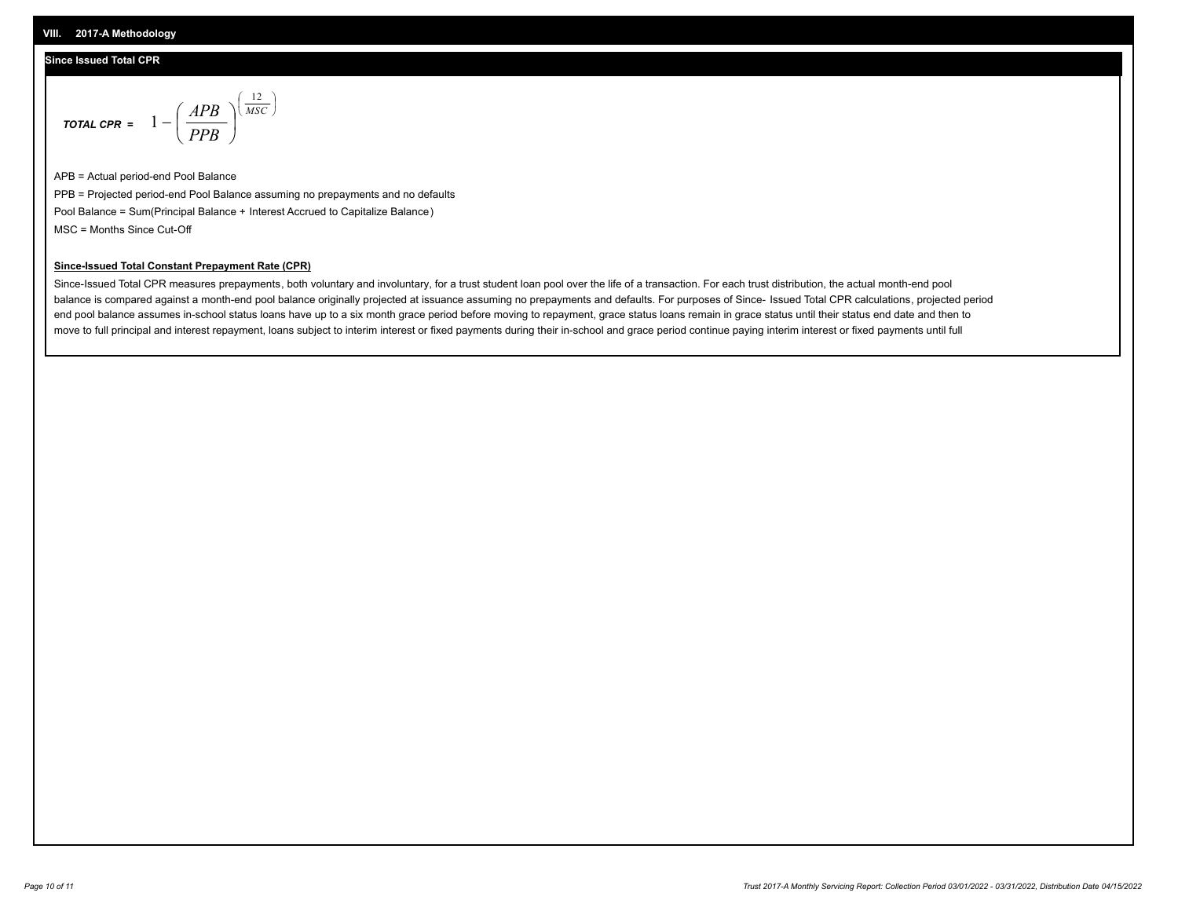## VIII. 2017-A Methodology

### Since Issued Total CPR

$$\textit{TOTAL CPR} = 1 - \left( \frac{APB}{PPB} \right)^{\left( \frac{12}{MSC} \right)}$$

APB = Actual period-end Pool Balance

PPB = Projected period-end Pool Balance assuming no prepayments and no defaults

Pool Balance = Sum(Principal Balance + Interest Accrued to Capitalize Balance)

MSC = Months Since Cut-Off

**Since-Issued Total Constant Prepayment Rate (CPR)**

Since-Issued Total CPR measures prepayments, both voluntary and involuntary, for a trust student loan pool over the life of a transaction. For each trust distribution, the actual month-end pool balance is compared against a month-end pool balance originally projected at issuance assuming no prepayments and defaults. For purposes of Since- Issued Total CPR calculations, projected period end pool balance assumes in-school status loans have up to a six month grace period before moving to repayment, grace status loans remain in grace status until their status end date and then to move to full principal and interest repayment, loans subject to interim interest or fixed payments during their in-school and grace period continue paying interim interest or fixed payments until full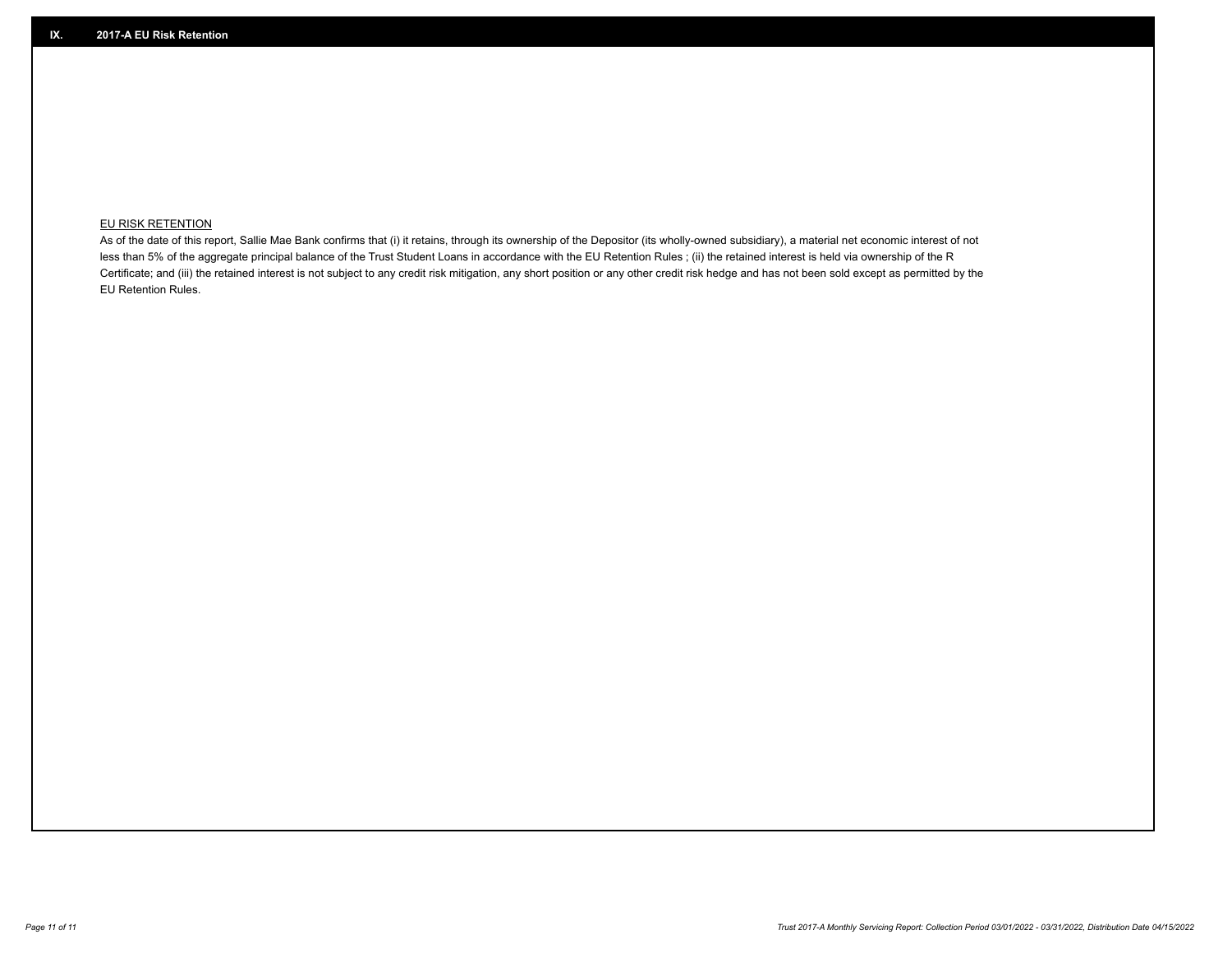## IX. 2017-A EU Risk Retention

EU RISK RETENTION

As of the date of this report, Sallie Mae Bank confirms that (i) it retains, through its ownership of the Depositor (its wholly-owned subsidiary), a material net economic interest of not less than 5% of the aggregate principal balance of the Trust Student Loans in accordance with the EU Retention Rules ; (ii) the retained interest is held via ownership of the R Certificate; and (iii) the retained interest is not subject to any credit risk mitigation, any short position or any other credit risk hedge and has not been sold except as permitted by the EU Retention Rules.